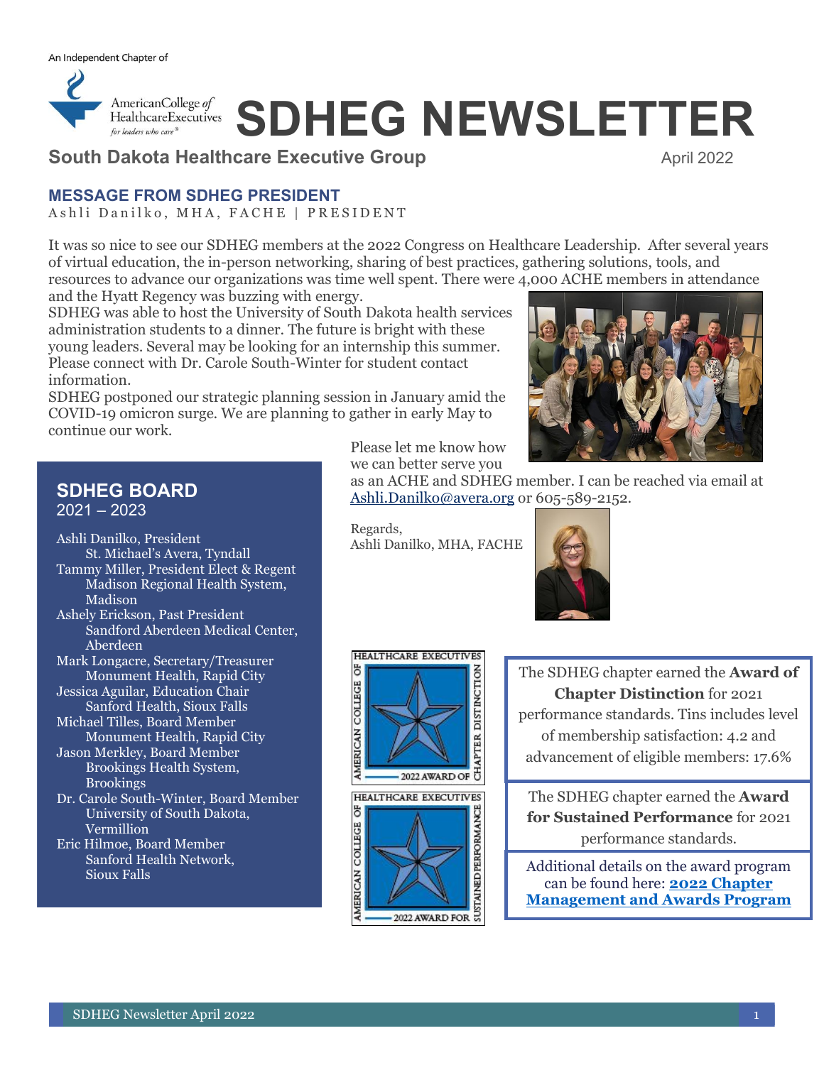An Independent Chapter of

# SDHEG NEWSLETTER

**South Dakota Healthcare Executive Group** April 2022

## MESSAGE FROM SDHEG PRESIDENT

Ashli Danilko, MHA, FACHE | PRESIDENT

It was so nice to see our SDHEG members at the 2022 Congress on Healthcare Leadership. After several years of virtual education, the in-person networking, sharing of best practices, gathering solutions, tools, and resources to advance our organizations was time well spent. There were 4,000 ACHE members in attendance and the Hyatt Regency was buzzing with energy.

SDHEG was able to host the University of South Dakota health services administration students to a dinner. The future is bright with these young leaders. Several may be looking for an internship this summer. Please connect with Dr. Carole South-Winter for student contact information.

SDHEG postponed our strategic planning session in January amid the COVID-19 omicron surge. We are planning to gather in early May to continue our work.

Please let me know how we can better serve you as an ACHE and SDHEG member. I can be reached via email at Ashli.Danilko@avera.org or 605-589-2152.

Regards,
Ashli Danilko, MHA, FACHE

## SDHEG BOARD
2021 – 2023

- Ashli Danilko, President
  St. Michael's Avera, Tyndall
- Tammy Miller, President Elect & Regent
  Madison Regional Health System, Madison
- Ashely Erickson, Past President
  Sandford Aberdeen Medical Center, Aberdeen
- Mark Longacre, Secretary/Treasurer
  Monument Health, Rapid City
- Jessica Aguilar, Education Chair
  Sanford Health, Sioux Falls
- Michael Tilles, Board Member
  Monument Health, Rapid City
- Jason Merkley, Board Member
  Brookings Health System, Brookings
- Dr. Carole South-Winter, Board Member
  University of South Dakota, Vermillion
- Eric Hilmoe, Board Member
  Sanford Health Network, Sioux Falls

The SDHEG chapter earned the **Award of Chapter Distinction** for 2021 performance standards. Tins includes level of membership satisfaction: 4.2 and advancement of eligible members: 17.6%

The SDHEG chapter earned the **Award for Sustained Performance** for 2021 performance standards.

Additional details on the award program can be found here: **2022 Chapter Management and Awards Program**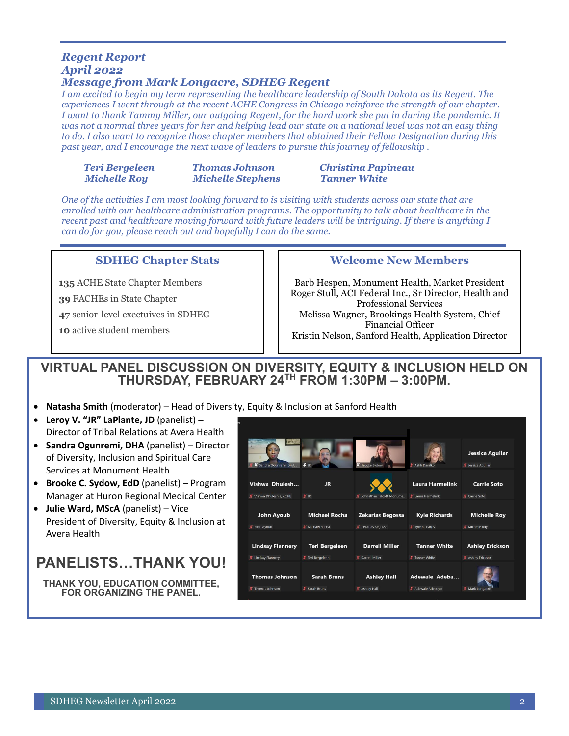## *Regent Report*
## *April 2022*
## *Message from Mark Longacre, SDHEG Regent*

*I am excited to begin my term representing the healthcare leadership of South Dakota as its Regent. The experiences I went through at the recent ACHE Congress in Chicago reinforce the strength of our chapter. I want to thank Tammy Miller, our outgoing Regent, for the hard work she put in during the pandemic. It was not a normal three years for her and helping lead our state on a national level was not an easy thing to do. I also want to recognize those chapter members that obtained their Fellow Designation during this past year, and I encourage the next wave of leaders to pursue this journey of fellowship .*

***Teri Bergeleen***
***Michelle Roy***
***Thomas Johnson***
***Michelle Stephens***
***Christina Papineau***
***Tanner White***

*One of the activities I am most looking forward to is visiting with students across our state that are enrolled with our healthcare administration programs. The opportunity to talk about healthcare in the recent past and healthcare moving forward with future leaders will be intriguing. If there is anything I can do for you, please reach out and hopefully I can do the same.*

### SDHEG Chapter Stats

**135** ACHE State Chapter Members

**39** FACHEs in State Chapter

**47** senior-level exectuives in SDHEG

**10** active student members

### Welcome New Members

Barb Hespen, Monument Health, Market President
Roger Stull, ACI Federal Inc., Sr Director, Health and Professional Services
Melissa Wagner, Brookings Health System, Chief Financial Officer
Kristin Nelson, Sanford Health, Application Director

## VIRTUAL PANEL DISCUSSION ON DIVERSITY, EQUITY & INCLUSION HELD ON THURSDAY, FEBRUARY 24TH FROM 1:30PM – 3:00PM.

- **Natasha Smith** (moderator) – Head of Diversity, Equity & Inclusion at Sanford Health
- **Leroy V. "JR" LaPlante, JD** (panelist) – Director of Tribal Relations at Avera Health
- **Sandra Ogunremi, DHA** (panelist) – Director of Diversity, Inclusion and Spiritual Care Services at Monument Health
- **Brooke C. Sydow, EdD** (panelist) – Program Manager at Huron Regional Medical Center
- **Julie Ward, MSCA** (panelist) – Vice President of Diversity, Equity & Inclusion at Avera Health

## PANELISTS…THANK YOU!

**THANK YOU, EDUCATION COMMITTEE, FOR ORGANIZING THE PANEL.**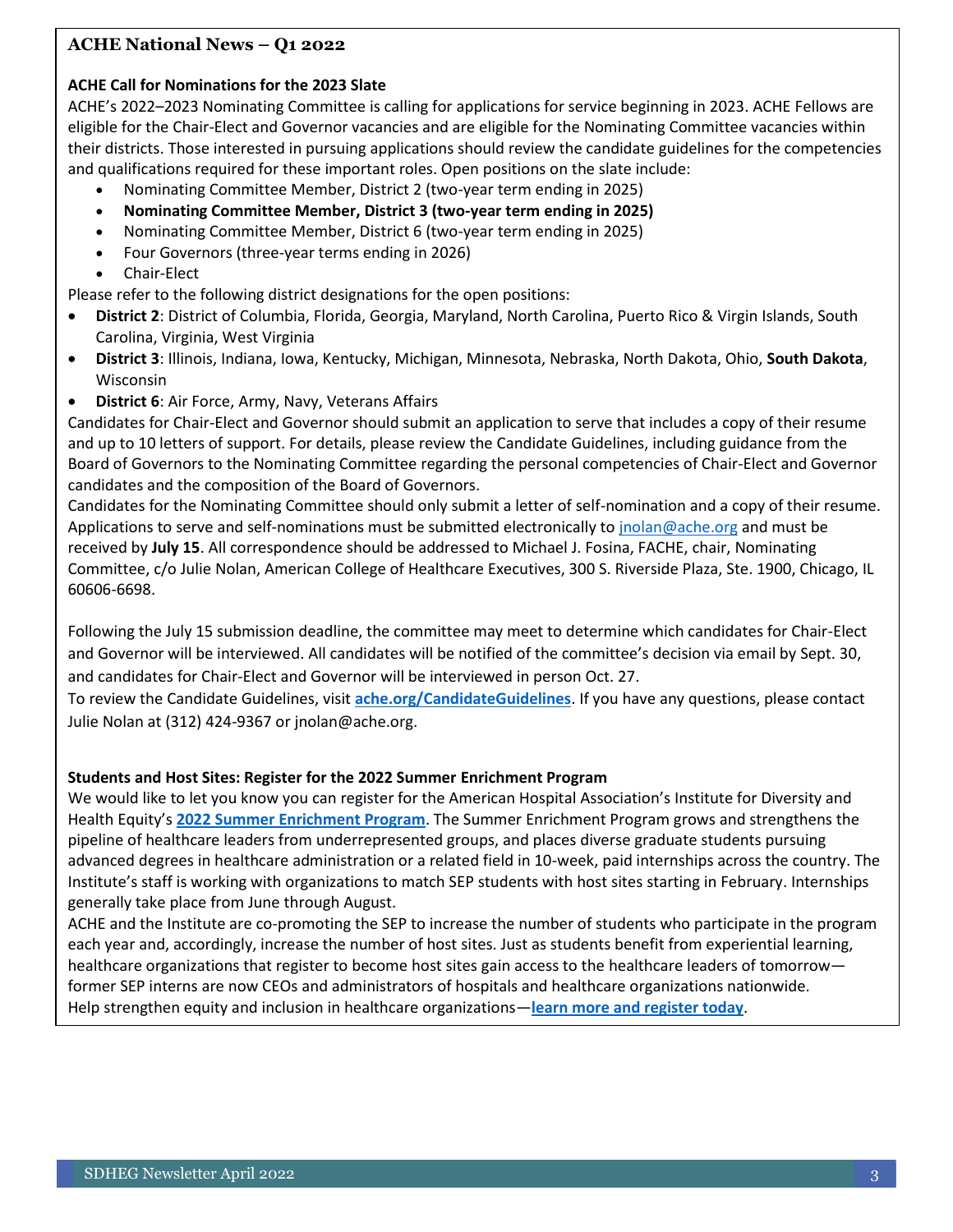## ACHE National News – Q1 2022

### ACHE Call for Nominations for the 2023 Slate

ACHE's 2022–2023 Nominating Committee is calling for applications for service beginning in 2023. ACHE Fellows are eligible for the Chair-Elect and Governor vacancies and are eligible for the Nominating Committee vacancies within their districts. Those interested in pursuing applications should review the candidate guidelines for the competencies and qualifications required for these important roles. Open positions on the slate include:

- Nominating Committee Member, District 2 (two-year term ending in 2025)
- **Nominating Committee Member, District 3 (two-year term ending in 2025)**
- Nominating Committee Member, District 6 (two-year term ending in 2025)
- Four Governors (three-year terms ending in 2026)
- Chair-Elect

Please refer to the following district designations for the open positions:

- **District 2**: District of Columbia, Florida, Georgia, Maryland, North Carolina, Puerto Rico & Virgin Islands, South Carolina, Virginia, West Virginia
- **District 3**: Illinois, Indiana, Iowa, Kentucky, Michigan, Minnesota, Nebraska, North Dakota, Ohio, **South Dakota**, Wisconsin
- **District 6**: Air Force, Army, Navy, Veterans Affairs

Candidates for Chair-Elect and Governor should submit an application to serve that includes a copy of their resume and up to 10 letters of support. For details, please review the Candidate Guidelines, including guidance from the Board of Governors to the Nominating Committee regarding the personal competencies of Chair-Elect and Governor candidates and the composition of the Board of Governors.

Candidates for the Nominating Committee should only submit a letter of self-nomination and a copy of their resume. Applications to serve and self-nominations must be submitted electronically to jnolan@ache.org and must be received by **July 15**. All correspondence should be addressed to Michael J. Fosina, FACHE, chair, Nominating Committee, c/o Julie Nolan, American College of Healthcare Executives, 300 S. Riverside Plaza, Ste. 1900, Chicago, IL 60606-6698.

Following the July 15 submission deadline, the committee may meet to determine which candidates for Chair-Elect and Governor will be interviewed. All candidates will be notified of the committee's decision via email by Sept. 30, and candidates for Chair-Elect and Governor will be interviewed in person Oct. 27.

To review the Candidate Guidelines, visit **ache.org/CandidateGuidelines**. If you have any questions, please contact Julie Nolan at (312) 424-9367 or jnolan@ache.org.

### Students and Host Sites: Register for the 2022 Summer Enrichment Program

We would like to let you know you can register for the American Hospital Association's Institute for Diversity and Health Equity's **2022 Summer Enrichment Program**. The Summer Enrichment Program grows and strengthens the pipeline of healthcare leaders from underrepresented groups, and places diverse graduate students pursuing advanced degrees in healthcare administration or a related field in 10-week, paid internships across the country. The Institute's staff is working with organizations to match SEP students with host sites starting in February. Internships generally take place from June through August.

ACHE and the Institute are co-promoting the SEP to increase the number of students who participate in the program each year and, accordingly, increase the number of host sites. Just as students benefit from experiential learning, healthcare organizations that register to become host sites gain access to the healthcare leaders of tomorrow—former SEP interns are now CEOs and administrators of hospitals and healthcare organizations nationwide.

Help strengthen equity and inclusion in healthcare organizations—**learn more and register today**.